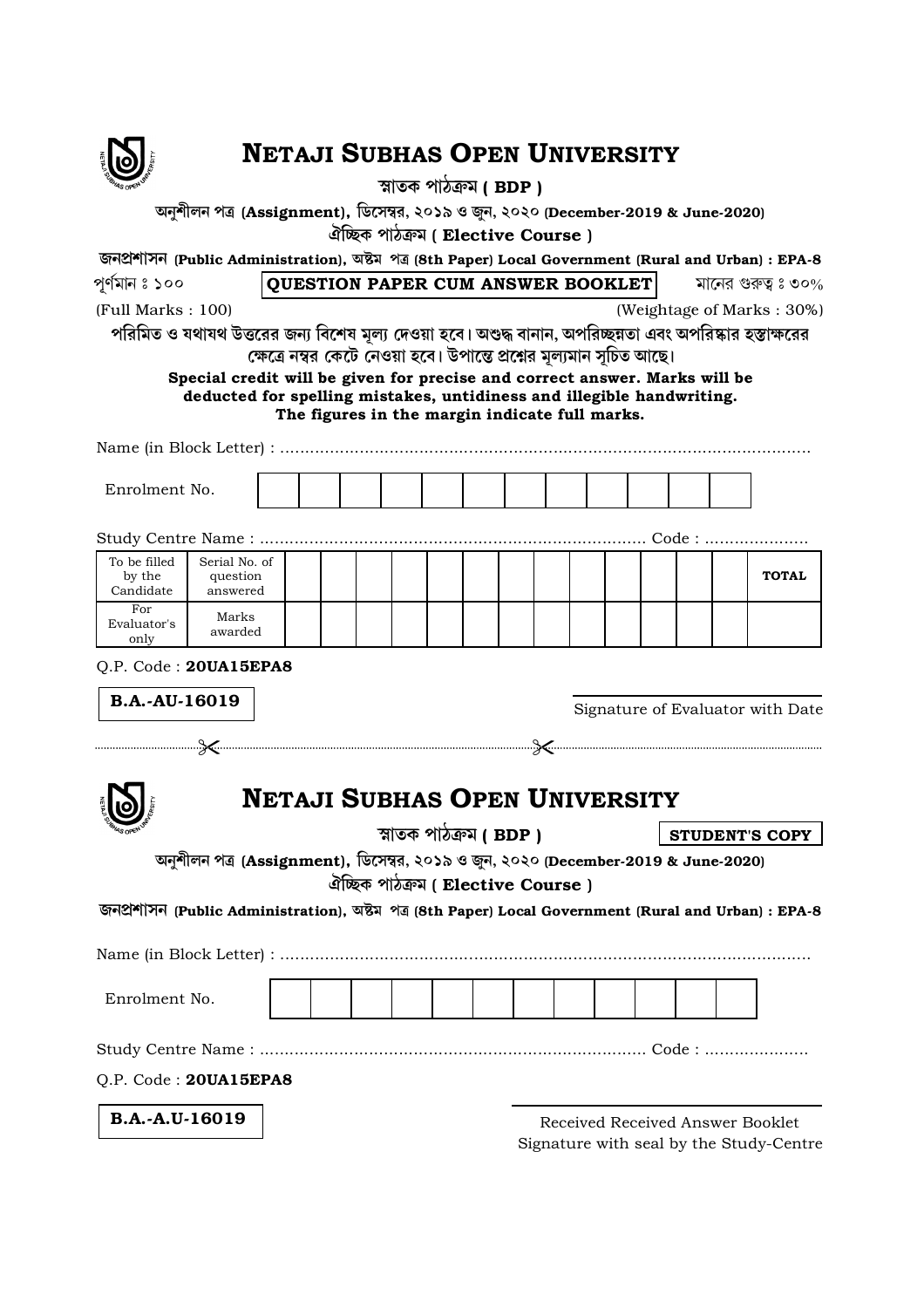# NETAJI SUBHAS OPEN UNIVERSITY

স্নাতক পাঠক্রম ( **BDP** )

অনুশীলন পত্র (**Assignment**), ডিসেম্বর, ২০১৯ ও জুন, ২০২০ (**December-2019 & June-2020**)

ঐচ্ছিক পাঠক্রম ( **Elective Course** )

জনপ্রশাসন (**Public Administration**), অষ্টম পত্র (**8th Paper**) **Local Government (Rural and Urban) : EPA-8**

পূর্ণমান ঃ ১০০ | **QUESTION PAPER CUM ANSWER BOOKLET** | মানের গুরুত্ব ঃ ৩০%

(Full Marks : 100) (Weightage of Marks : 30%)

**পরিমিত ও যথাযথ উত্তরের জন্য বিশেষ মূল্য দেওয়া হবে। অশুদ্ধ বানান, অপরিচ্ছন্নতা এবং অপরিষ্কার হস্তাক্ষরের ক্ষেত্রে নম্বর কেটে নেওয়া হবে। উপান্তে প্রশ্নের মূল্যমান সূচিত আছে।**

**Special credit will be given for precise and correct answer. Marks will be deducted for spelling mistakes, untidiness and illegible handwriting. The figures in the margin indicate full marks.**

Name (in Block Letter) : ..........................................................................................................

Enrolment No. | | | | | | | | | | | | | |

Study Centre Name : .............................................................................. Code : ....................

| To be filled by the Candidate | Serial No. of question answered | | | | | | | | | | | | | | **TOTAL** |
|---|---|---|---|---|---|---|---|---|---|---|---|---|---|---|---|
| For Evaluator's only | Marks awarded | | | | | | | | | | | | | | |

Q.P. Code : **20UA15EPA8**

**B.A.-AU-16019**

Signature of Evaluator with Date

---

# NETAJI SUBHAS OPEN UNIVERSITY

স্নাতক পাঠক্রম ( **BDP** ) **STUDENT'S COPY**

অনুশীলন পত্র (**Assignment**), ডিসেম্বর, ২০১৯ ও জুন, ২০২০ (**December-2019 & June-2020**)

ঐচ্ছিক পাঠক্রম ( **Elective Course** )

জনপ্রশাসন (**Public Administration**), অষ্টম পত্র (**8th Paper**) **Local Government (Rural and Urban) : EPA-8**

Name (in Block Letter) : ..........................................................................................................

Enrolment No. | | | | | | | | | | | | | |

Study Centre Name : .............................................................................. Code : ....................

Q.P. Code : **20UA15EPA8**

**B.A.-A.U-16019**

Received Received Answer Booklet
Signature with seal by the Study-Centre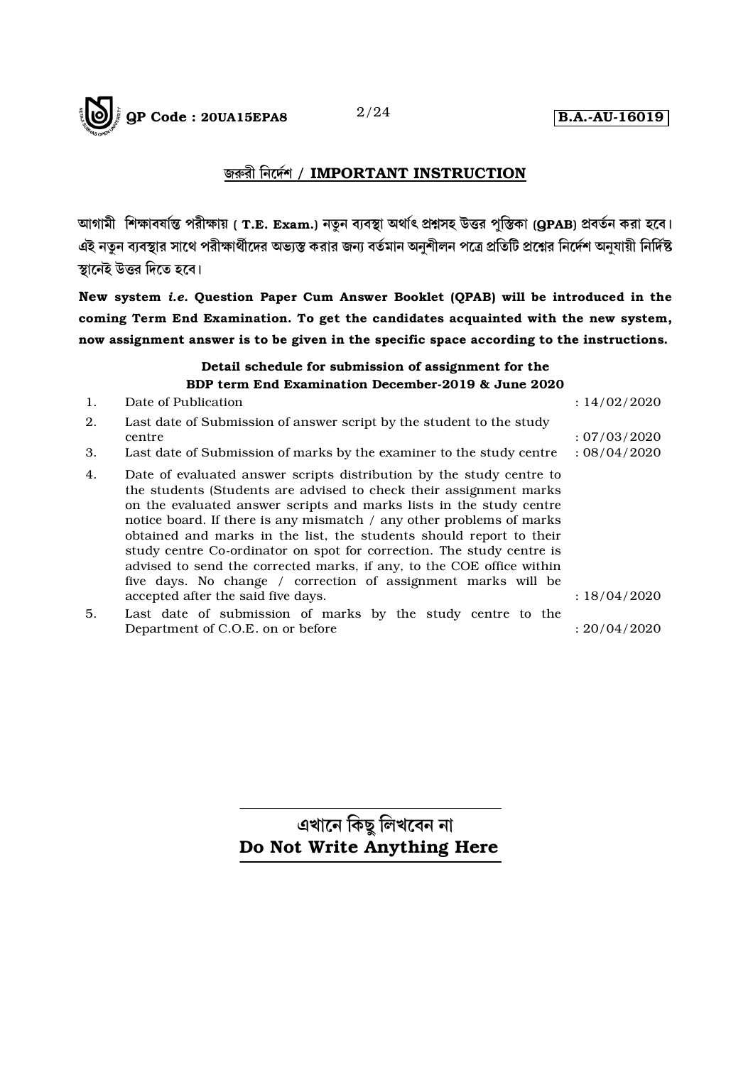## জরুরী নির্দেশ / IMPORTANT INSTRUCTION

আগামী শিক্ষাবর্ষান্ত পরীক্ষায় ( **T.E. Exam.**) নতুন ব্যবস্থা অর্থাৎ প্রশ্নসহ উত্তর পুস্তিকা (**QPAB**) প্রবর্তন করা হবে। এই নতুন ব্যবস্থার সাথে পরীক্ষার্থীদের অভ্যস্ত করার জন্য বর্তমান অনুশীলন পত্রে প্রতিটি প্রশ্নের নির্দেশ অনুযায়ী নির্দিষ্ট স্থানেই উত্তর দিতে হবে।

**New system *i.e.* Question Paper Cum Answer Booklet (QPAB) will be introduced in the coming Term End Examination. To get the candidates acquainted with the new system, now assignment answer is to be given in the specific space according to the instructions.**

**Detail schedule for submission of assignment for the BDP term End Examination December-2019 & June 2020**

| | | |
|---|---|---|
| 1. | Date of Publication | : 14/02/2020 |
| 2. | Last date of Submission of answer script by the student to the study centre | : 07/03/2020 |
| 3. | Last date of Submission of marks by the examiner to the study centre | : 08/04/2020 |
| 4. | Date of evaluated answer scripts distribution by the study centre to the students (Students are advised to check their assignment marks on the evaluated answer scripts and marks lists in the study centre notice board. If there is any mismatch / any other problems of marks obtained and marks in the list, the students should report to their study centre Co-ordinator on spot for correction. The study centre is advised to send the corrected marks, if any, to the COE office within five days. No change / correction of assignment marks will be accepted after the said five days. | : 18/04/2020 |
| 5. | Last date of submission of marks by the study centre to the Department of C.O.E. on or before | : 20/04/2020 |

**এখানে কিছু লিখবেন না**
**Do Not Write Anything Here**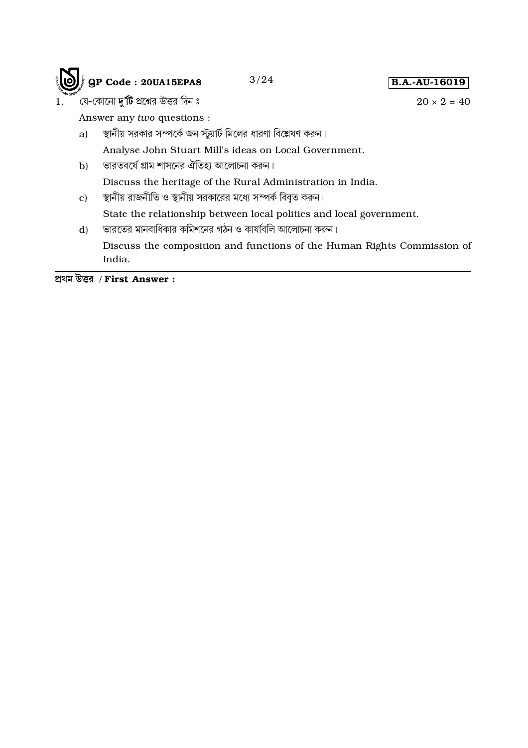1. যে-কোনো **দু'টি** প্রশ্নের উত্তর দিন ঃ $20 \times 2 = 40$

   Answer any *two* questions :

   a) স্থানীয় সরকার সম্পর্কে জন স্টুয়ার্ট মিলের ধারণা বিশ্লেষণ করুন।

      Analyse John Stuart Mill's ideas on Local Government.

   b) ভারতবর্ষে গ্রাম শাসনের ঐতিহ্য আলোচনা করুন।

      Discuss the heritage of the Rural Administration in India.

   c) স্থানীয় রাজনীতি ও স্থানীয় সরকারের মধ্যে সম্পর্ক বিবৃত করুন।

      State the relationship between local politics and local government.

   d) ভারতের মানবাধিকার কমিশনের গঠন ও কার্যাবলি আলোচনা করুন।

      Discuss the composition and functions of the Human Rights Commission of India.

---

**প্রথম উত্তর / First Answer :**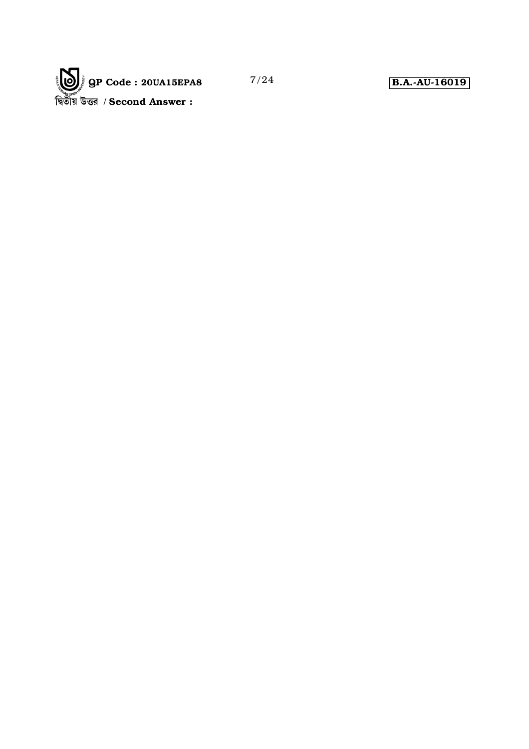দ্বিতীয় উত্তর / **Second Answer :**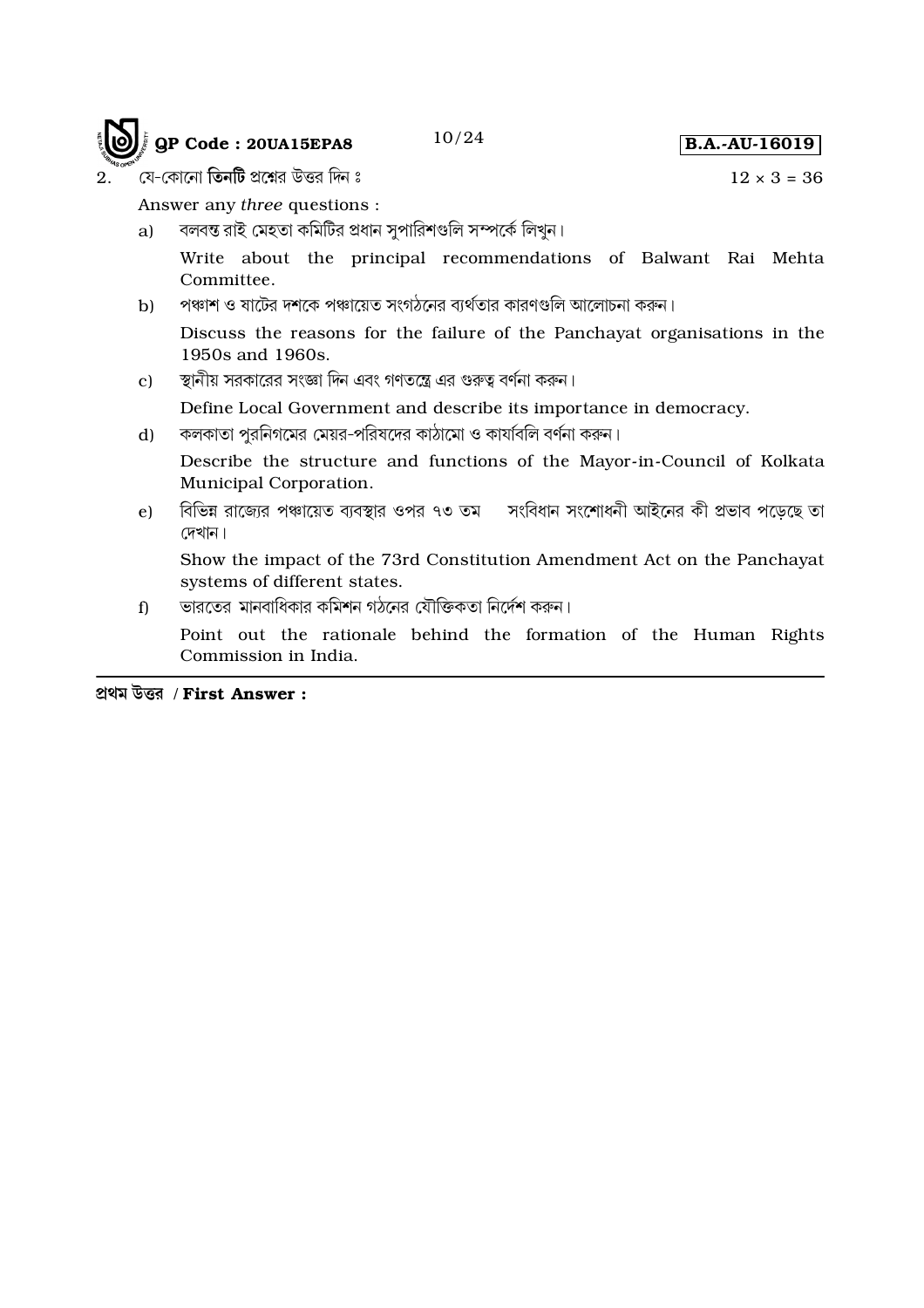2. যে-কোনো **তিনটি** প্রশ্নের উত্তর দিন ঃ $12 \times 3 = 36$

Answer any *three* questions :

a) বলবন্ত রাই মেহতা কমিটির প্রধান সুপারিশগুলি সম্পর্কে লিখুন।

Write about the principal recommendations of Balwant Rai Mehta Committee.

b) পঞ্চাশ ও ষাটের দশকে পঞ্চায়েত সংগঠনের ব্যর্থতার কারণগুলি আলোচনা করুন।

Discuss the reasons for the failure of the Panchayat organisations in the 1950s and 1960s.

c) স্থানীয় সরকারের সংজ্ঞা দিন এবং গণতন্ত্রে এর গুরুত্ব বর্ণনা করুন।

Define Local Government and describe its importance in democracy.

d) কলকাতা পুরনিগমের মেয়র-পরিষদের কাঠামো ও কার্যাবলি বর্ণনা করুন।

Describe the structure and functions of the Mayor-in-Council of Kolkata Municipal Corporation.

e) বিভিন্ন রাজ্যের পঞ্চায়েত ব্যবস্থার ওপর ৭৩ তম সংবিধান সংশোধনী আইনের কী প্রভাব পড়েছে তা দেখান।

Show the impact of the 73rd Constitution Amendment Act on the Panchayat systems of different states.

f) ভারতের মানবাধিকার কমিশন গঠনের যৌক্তিকতা নির্দেশ করুন।

Point out the rationale behind the formation of the Human Rights Commission in India.

---

**প্রথম উত্তর / First Answer :**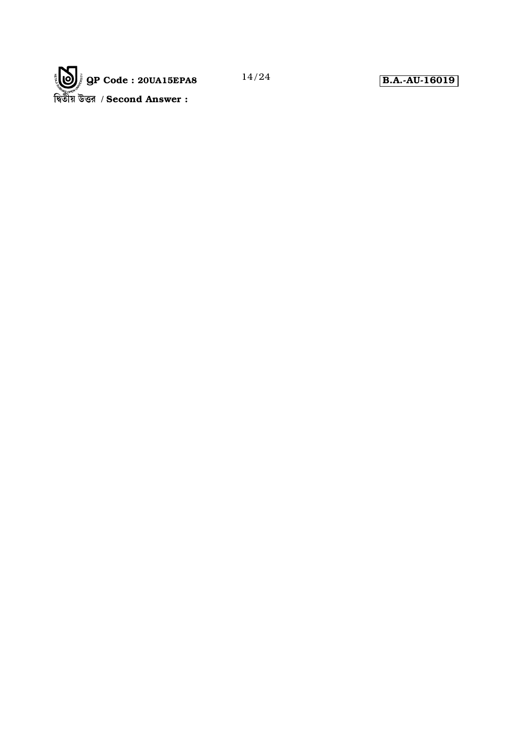দ্বিতীয় উত্তর / **Second Answer :**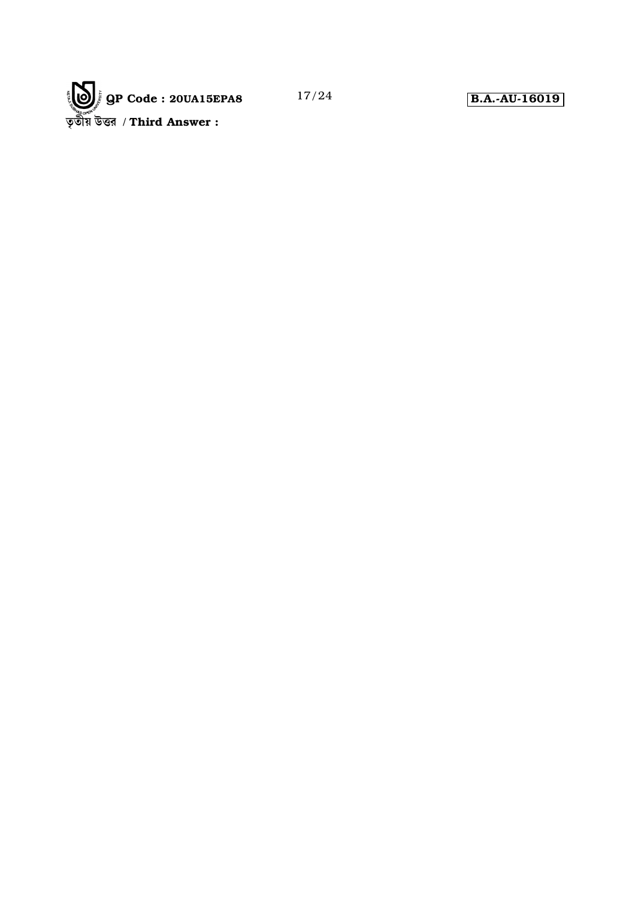তৃতীয় উত্তর / **Third Answer :**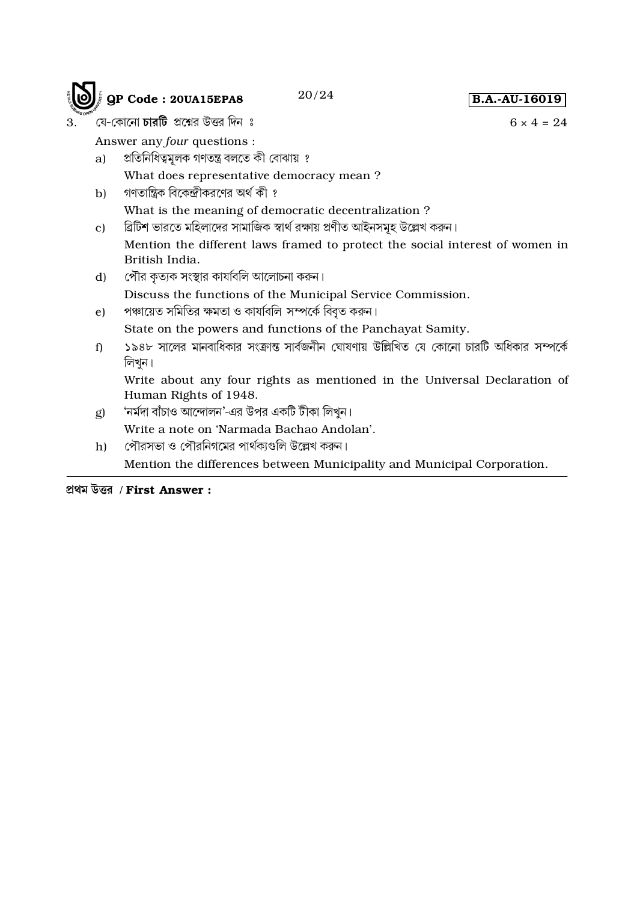**QP Code : 20UA15EPA8** **B.A.-AU-16019**

3. যে-কোনো **চারটি** প্রশ্নের উত্তর দিন ঃ $6 \times 4 = 24$

Answer any *four* questions :

a) প্রতিনিধিত্বমূলক গণতন্ত্র বলতে কী বোঝায় ?

What does representative democracy mean ?

b) গণতান্ত্রিক বিকেন্দ্রীকরণের অর্থ কী ?

What is the meaning of democratic decentralization ?

c) ব্রিটিশ ভারতে মহিলাদের সামাজিক স্বার্থ রক্ষায় প্রণীত আইনসমূহ উল্লেখ করুন।

Mention the different laws framed to protect the social interest of women in British India.

d) পৌর কৃত্যক সংস্থার কার্যাবলি আলোচনা করুন।

Discuss the functions of the Municipal Service Commission.

e) পঞ্চায়েত সমিতির ক্ষমতা ও কার্যাবলি সম্পর্কে বিবৃত করুন।

State on the powers and functions of the Panchayat Samity.

f) ১৯৪৮ সালের মানবাধিকার সংক্রান্ত সার্বজনীন ঘোষণায় উল্লিখিত যে কোনো চারটি অধিকার সম্পর্কে লিখুন।

Write about any four rights as mentioned in the Universal Declaration of Human Rights of 1948.

g) 'নর্মদা বাঁচাও আন্দোলন'-এর উপর একটি টীকা লিখুন।

Write a note on 'Narmada Bachao Andolan'.

h) পৌরসভা ও পৌরনিগমের পার্থক্যগুলি উল্লেখ করুন।

Mention the differences between Municipality and Municipal Corporation.

---

**প্রথম উত্তর / First Answer :**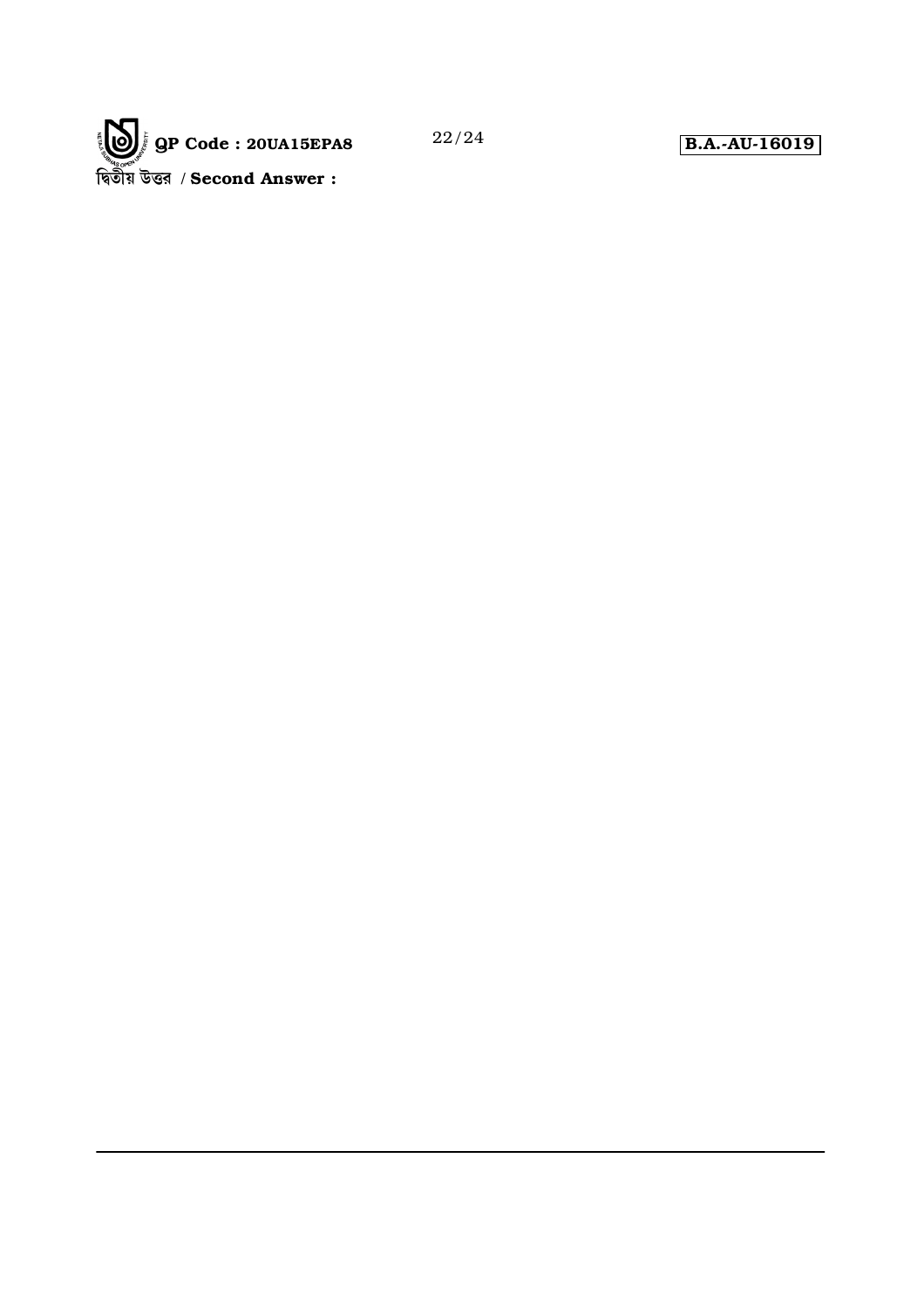দ্বিতীয় উত্তর / **Second Answer :**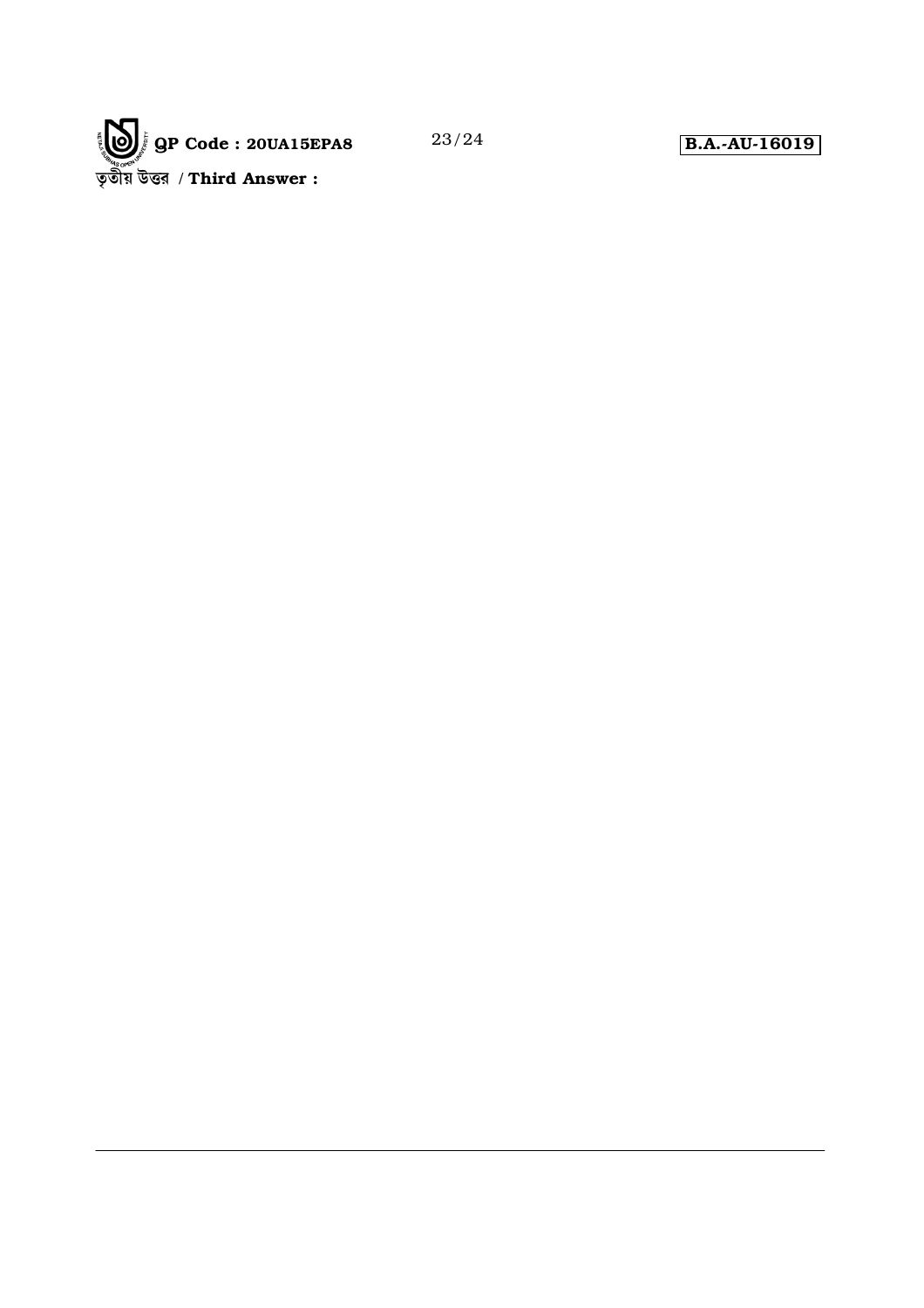তৃতীয় উত্তর / **Third Answer :**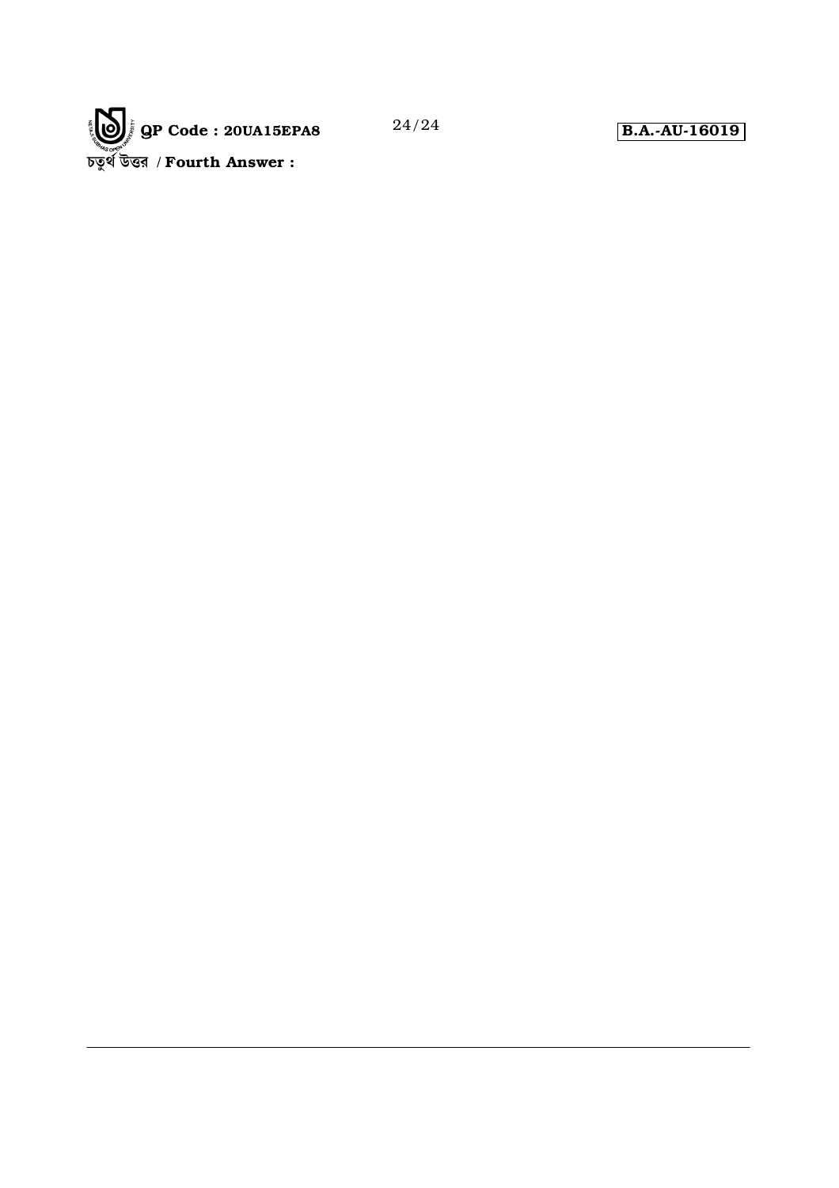চতুর্থ উত্তর / **Fourth Answer :**